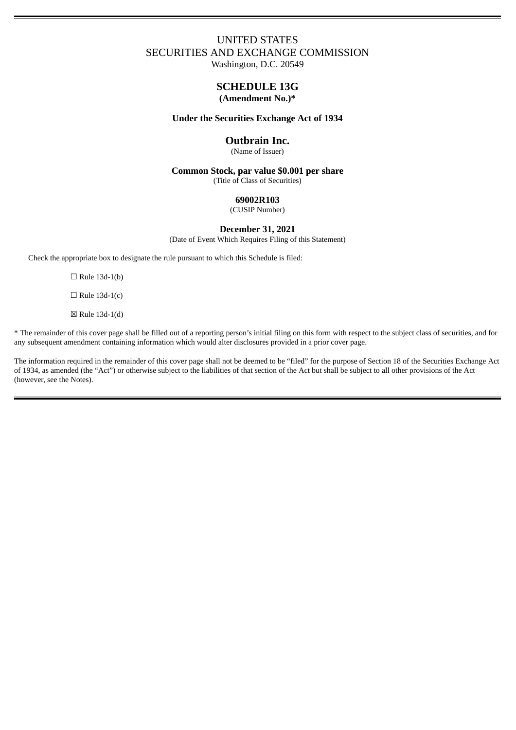UNITED STATES
SECURITIES AND EXCHANGE COMMISSION
Washington, D.C. 20549

# SCHEDULE 13G

**(Amendment No.)***

**Under the Securities Exchange Act of 1934**

## Outbrain Inc.

(Name of Issuer)

**Common Stock, par value $0.001 per share**

(Title of Class of Securities)

**69002R103**

(CUSIP Number)

**December 31, 2021**

(Date of Event Which Requires Filing of this Statement)

Check the appropriate box to designate the rule pursuant to which this Schedule is filed:

☐ Rule 13d-1(b)

☐ Rule 13d-1(c)

☒ Rule 13d-1(d)

* The remainder of this cover page shall be filled out of a reporting person's initial filing on this form with respect to the subject class of securities, and for any subsequent amendment containing information which would alter disclosures provided in a prior cover page.

The information required in the remainder of this cover page shall not be deemed to be "filed" for the purpose of Section 18 of the Securities Exchange Act of 1934, as amended (the "Act") or otherwise subject to the liabilities of that section of the Act but shall be subject to all other provisions of the Act (however, see the Notes).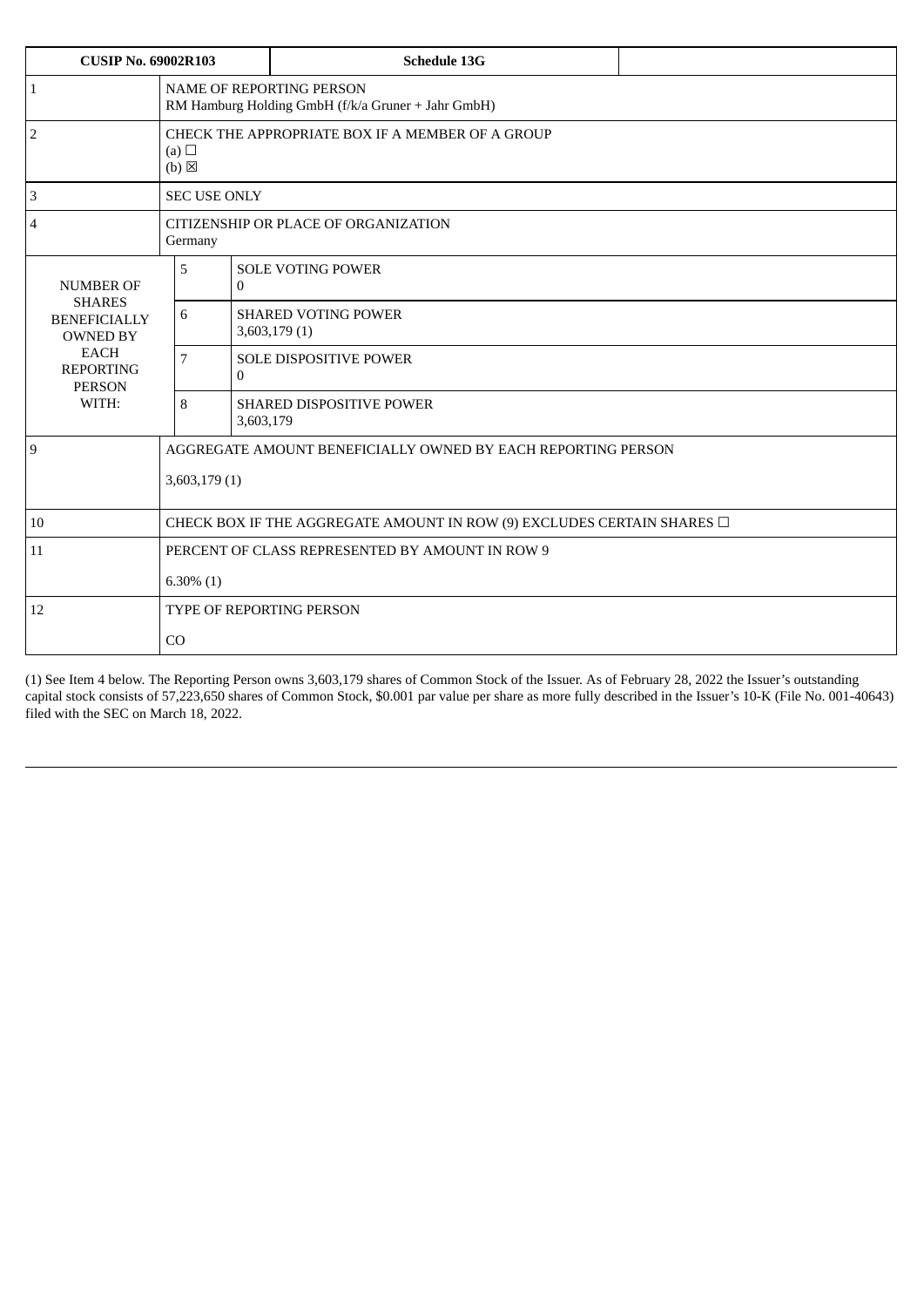| CUSIP No. 69002R103 | | Schedule 13G | |
|---|---|---|---|
| 1 | NAME OF REPORTING PERSON<br>RM Hamburg Holding GmbH (f/k/a Gruner + Jahr GmbH) | | |
| 2 | CHECK THE APPROPRIATE BOX IF A MEMBER OF A GROUP<br>(a) ☐<br>(b) ☒ | | |
| 3 | SEC USE ONLY | | |
| 4 | CITIZENSHIP OR PLACE OF ORGANIZATION<br>Germany | | |
| NUMBER OF SHARES BENEFICIALLY OWNED BY EACH REPORTING PERSON WITH: | 5 | SOLE VOTING POWER<br>0 | |
| | 6 | SHARED VOTING POWER<br>3,603,179 (1) | |
| | 7 | SOLE DISPOSITIVE POWER<br>0 | |
| | 8 | SHARED DISPOSITIVE POWER<br>3,603,179 | |
| 9 | AGGREGATE AMOUNT BENEFICIALLY OWNED BY EACH REPORTING PERSON<br>3,603,179 (1) | | |
| 10 | CHECK BOX IF THE AGGREGATE AMOUNT IN ROW (9) EXCLUDES CERTAIN SHARES ☐ | | |
| 11 | PERCENT OF CLASS REPRESENTED BY AMOUNT IN ROW 9<br>6.30% (1) | | |
| 12 | TYPE OF REPORTING PERSON<br>CO | | |

(1) See Item 4 below. The Reporting Person owns 3,603,179 shares of Common Stock of the Issuer. As of February 28, 2022 the Issuer's outstanding capital stock consists of 57,223,650 shares of Common Stock, $0.001 par value per share as more fully described in the Issuer's 10-K (File No. 001-40643) filed with the SEC on March 18, 2022.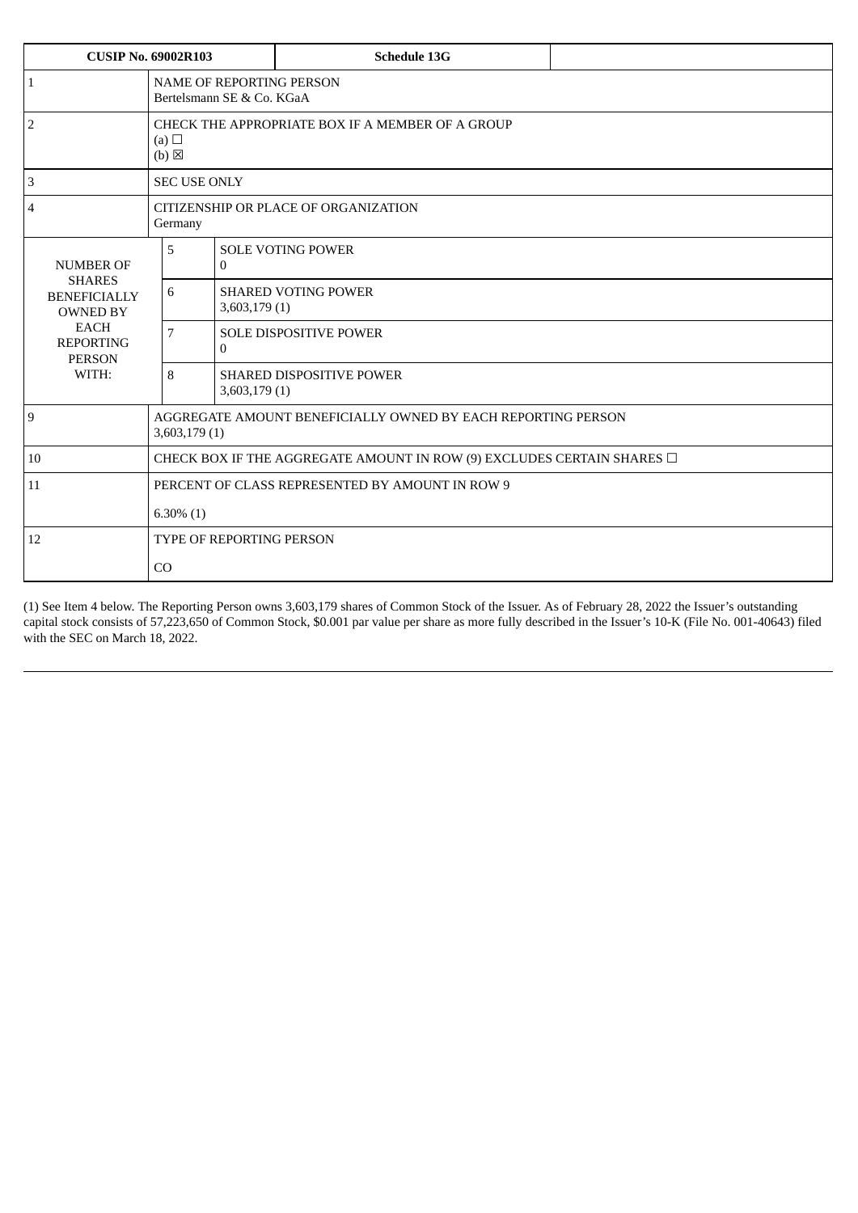| CUSIP No. 69002R103 | | Schedule 13G | |
|---|---|---|---|
| 1 | NAME OF REPORTING PERSON<br>Bertelsmann SE & Co. KGaA | | |
| 2 | CHECK THE APPROPRIATE BOX IF A MEMBER OF A GROUP<br>(a) ☐<br>(b) ☒ | | |
| 3 | SEC USE ONLY | | |
| 4 | CITIZENSHIP OR PLACE OF ORGANIZATION<br>Germany | | |
| NUMBER OF SHARES BENEFICIALLY OWNED BY EACH REPORTING PERSON WITH: | 5 | SOLE VOTING POWER<br>0 | |
| | 6 | SHARED VOTING POWER<br>3,603,179 (1) | |
| | 7 | SOLE DISPOSITIVE POWER<br>0 | |
| | 8 | SHARED DISPOSITIVE POWER<br>3,603,179 (1) | |
| 9 | AGGREGATE AMOUNT BENEFICIALLY OWNED BY EACH REPORTING PERSON<br>3,603,179 (1) | | |
| 10 | CHECK BOX IF THE AGGREGATE AMOUNT IN ROW (9) EXCLUDES CERTAIN SHARES ☐ | | |
| 11 | PERCENT OF CLASS REPRESENTED BY AMOUNT IN ROW 9<br>6.30% (1) | | |
| 12 | TYPE OF REPORTING PERSON<br>CO | | |

(1) See Item 4 below. The Reporting Person owns 3,603,179 shares of Common Stock of the Issuer. As of February 28, 2022 the Issuer's outstanding capital stock consists of 57,223,650 of Common Stock, $0.001 par value per share as more fully described in the Issuer's 10-K (File No. 001-40643) filed with the SEC on March 18, 2022.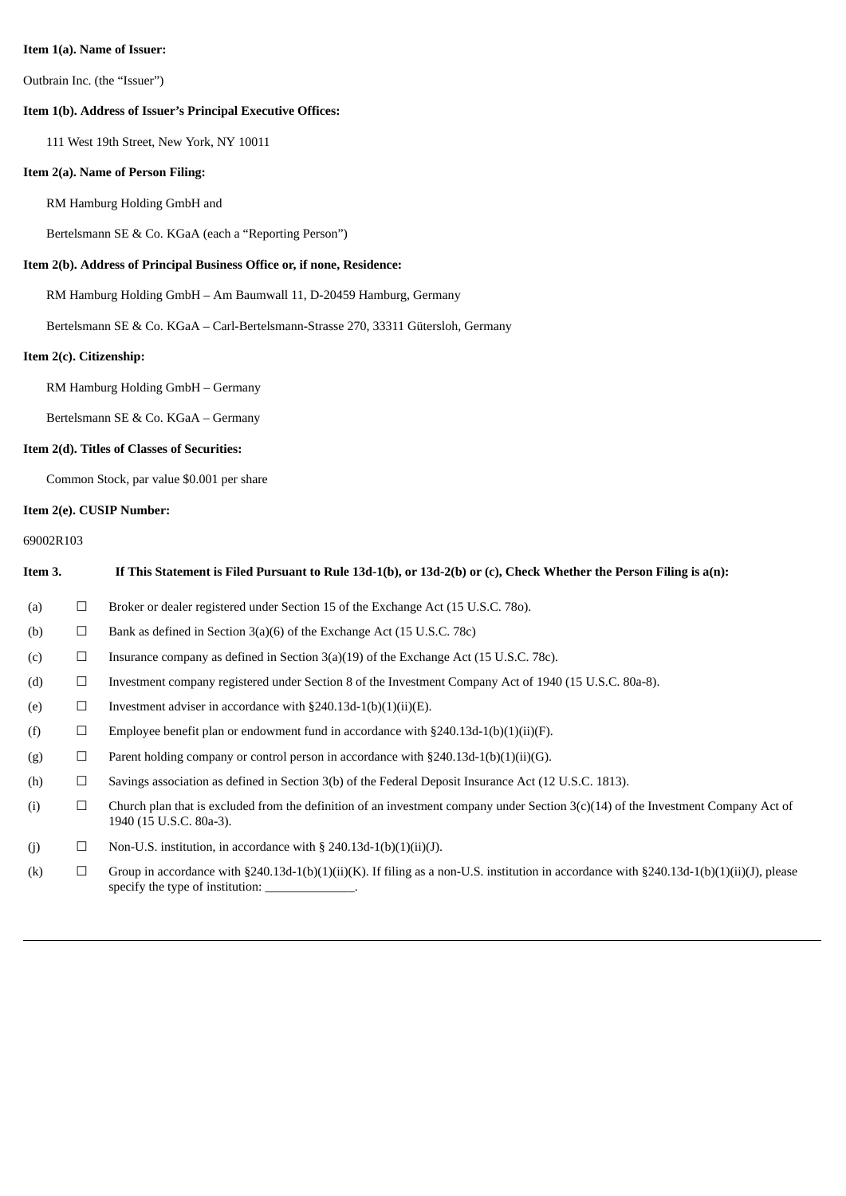**Item 1(a). Name of Issuer:**

Outbrain Inc. (the "Issuer")

**Item 1(b). Address of Issuer's Principal Executive Offices:**

111 West 19th Street, New York, NY 10011

**Item 2(a). Name of Person Filing:**

RM Hamburg Holding GmbH and

Bertelsmann SE & Co. KGaA (each a "Reporting Person")

**Item 2(b). Address of Principal Business Office or, if none, Residence:**

RM Hamburg Holding GmbH – Am Baumwall 11, D-20459 Hamburg, Germany

Bertelsmann SE & Co. KGaA – Carl-Bertelsmann-Strasse 270, 33311 Gütersloh, Germany

**Item 2(c). Citizenship:**

RM Hamburg Holding GmbH – Germany

Bertelsmann SE & Co. KGaA – Germany

**Item 2(d). Titles of Classes of Securities:**

Common Stock, par value $0.001 per share

**Item 2(e). CUSIP Number:**

69002R103

**Item 3. If This Statement is Filed Pursuant to Rule 13d-1(b), or 13d-2(b) or (c), Check Whether the Person Filing is a(n):**

| | | |
|---|---|---|
| (a) | ☐ | Broker or dealer registered under Section 15 of the Exchange Act (15 U.S.C. 78o). |
| (b) | ☐ | Bank as defined in Section 3(a)(6) of the Exchange Act (15 U.S.C. 78c) |
| (c) | ☐ | Insurance company as defined in Section 3(a)(19) of the Exchange Act (15 U.S.C. 78c). |
| (d) | ☐ | Investment company registered under Section 8 of the Investment Company Act of 1940 (15 U.S.C. 80a-8). |
| (e) | ☐ | Investment adviser in accordance with §240.13d-1(b)(1)(ii)(E). |
| (f) | ☐ | Employee benefit plan or endowment fund in accordance with §240.13d-1(b)(1)(ii)(F). |
| (g) | ☐ | Parent holding company or control person in accordance with §240.13d-1(b)(1)(ii)(G). |
| (h) | ☐ | Savings association as defined in Section 3(b) of the Federal Deposit Insurance Act (12 U.S.C. 1813). |
| (i) | ☐ | Church plan that is excluded from the definition of an investment company under Section 3(c)(14) of the Investment Company Act of 1940 (15 U.S.C. 80a-3). |
| (j) | ☐ | Non-U.S. institution, in accordance with § 240.13d-1(b)(1)(ii)(J). |
| (k) | ☐ | Group in accordance with §240.13d-1(b)(1)(ii)(K). If filing as a non-U.S. institution in accordance with §240.13d-1(b)(1)(ii)(J), please specify the type of institution: ______________. |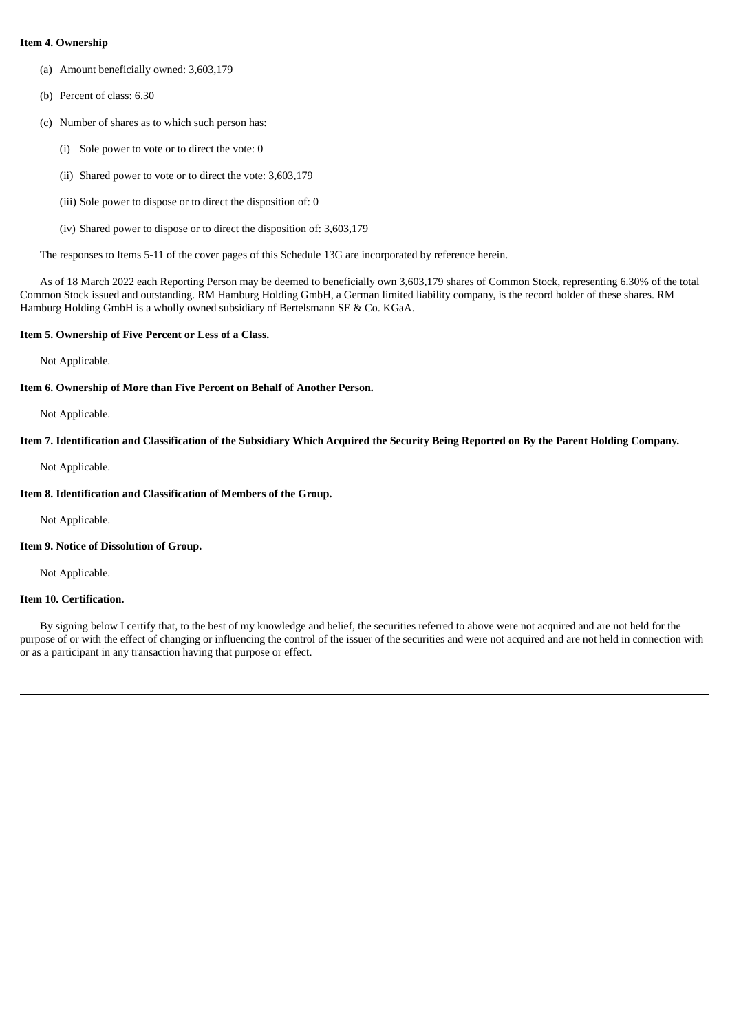**Item 4. Ownership**

(a) Amount beneficially owned: 3,603,179

(b) Percent of class: 6.30

(c) Number of shares as to which such person has:

(i) Sole power to vote or to direct the vote: 0

(ii) Shared power to vote or to direct the vote: 3,603,179

(iii) Sole power to dispose or to direct the disposition of: 0

(iv) Shared power to dispose or to direct the disposition of: 3,603,179

The responses to Items 5-11 of the cover pages of this Schedule 13G are incorporated by reference herein.

As of 18 March 2022 each Reporting Person may be deemed to beneficially own 3,603,179 shares of Common Stock, representing 6.30% of the total Common Stock issued and outstanding. RM Hamburg Holding GmbH, a German limited liability company, is the record holder of these shares. RM Hamburg Holding GmbH is a wholly owned subsidiary of Bertelsmann SE & Co. KGaA.

**Item 5. Ownership of Five Percent or Less of a Class.**

Not Applicable.

**Item 6. Ownership of More than Five Percent on Behalf of Another Person.**

Not Applicable.

**Item 7. Identification and Classification of the Subsidiary Which Acquired the Security Being Reported on By the Parent Holding Company.**

Not Applicable.

**Item 8. Identification and Classification of Members of the Group.**

Not Applicable.

**Item 9. Notice of Dissolution of Group.**

Not Applicable.

**Item 10. Certification.**

By signing below I certify that, to the best of my knowledge and belief, the securities referred to above were not acquired and are not held for the purpose of or with the effect of changing or influencing the control of the issuer of the securities and were not acquired and are not held in connection with or as a participant in any transaction having that purpose or effect.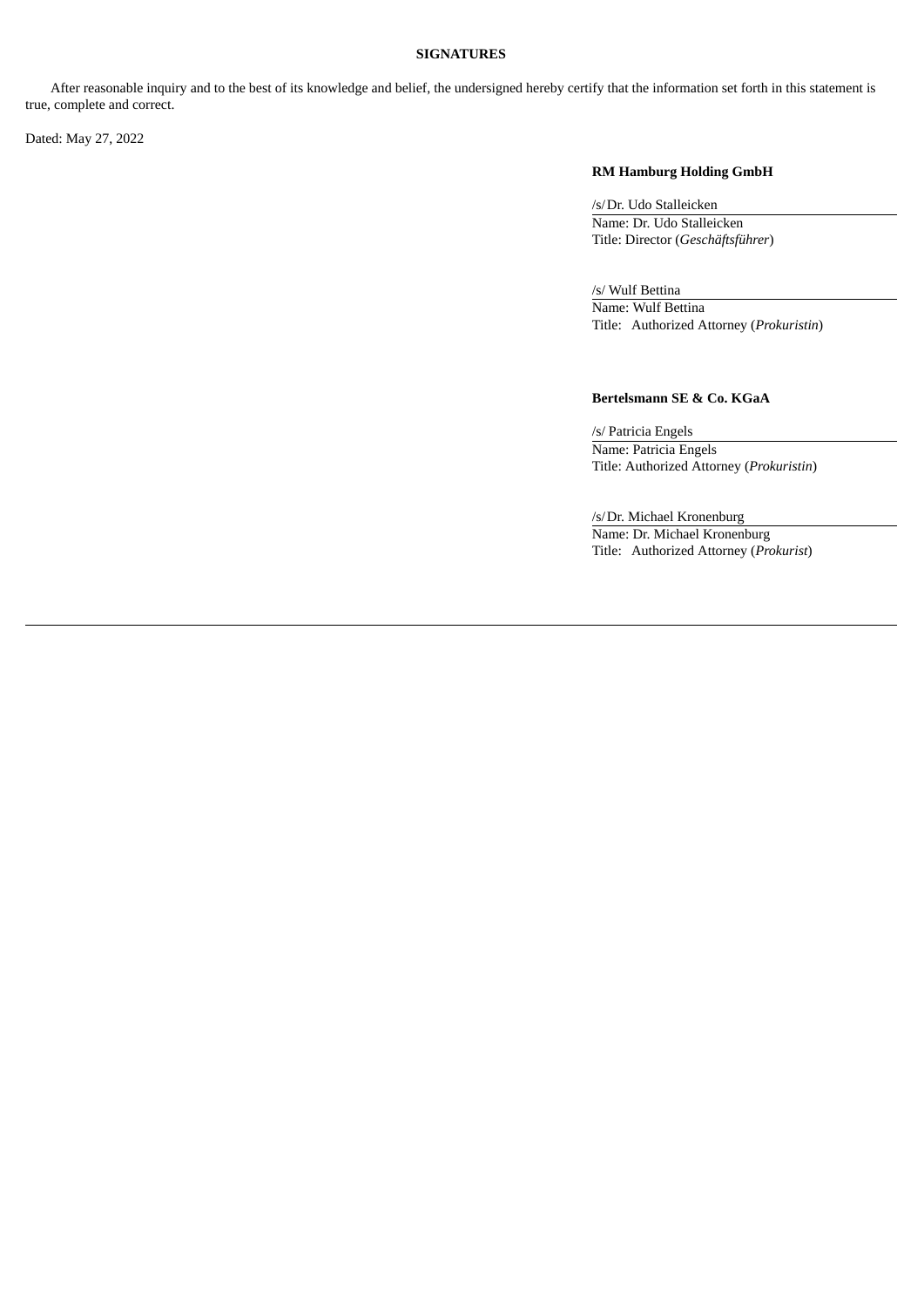## SIGNATURES

After reasonable inquiry and to the best of its knowledge and belief, the undersigned hereby certify that the information set forth in this statement is true, complete and correct.

Dated: May 27, 2022

**RM Hamburg Holding GmbH**

/s/ Dr. Udo Stalleicken
Name: Dr. Udo Stalleicken
Title: Director (*Geschäftsführer*)

/s/ Wulf Bettina
Name: Wulf Bettina
Title: Authorized Attorney (*Prokuristin*)

**Bertelsmann SE & Co. KGaA**

/s/ Patricia Engels
Name: Patricia Engels
Title: Authorized Attorney (*Prokuristin*)

/s/ Dr. Michael Kronenburg
Name: Dr. Michael Kronenburg
Title: Authorized Attorney (*Prokurist*)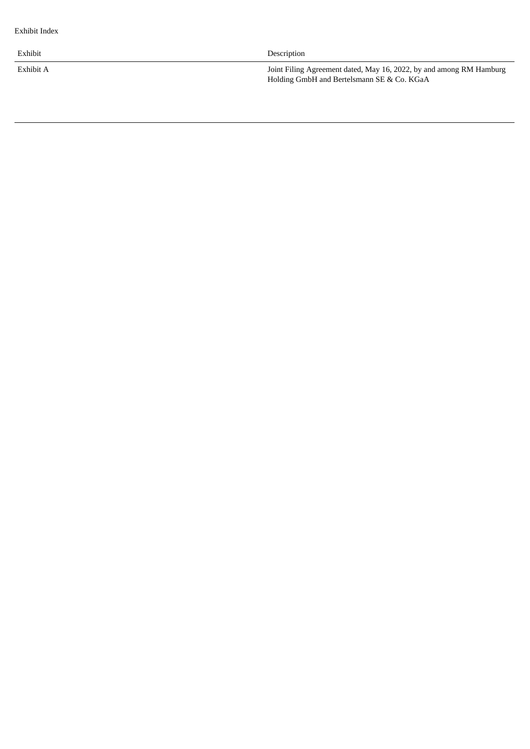Exhibit Index

| Exhibit | Description |
| --- | --- |
| Exhibit A | Joint Filing Agreement dated, May 16, 2022, by and among RM Hamburg Holding GmbH and Bertelsmann SE & Co. KGaA |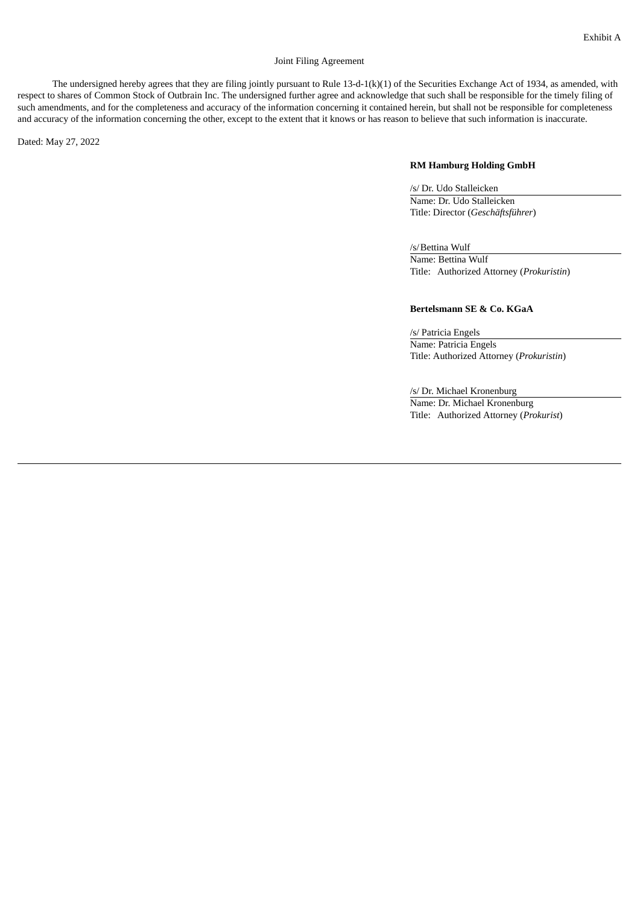Exhibit A

Joint Filing Agreement

The undersigned hereby agrees that they are filing jointly pursuant to Rule 13-d-1(k)(1) of the Securities Exchange Act of 1934, as amended, with respect to shares of Common Stock of Outbrain Inc. The undersigned further agree and acknowledge that such shall be responsible for the timely filing of such amendments, and for the completeness and accuracy of the information concerning it contained herein, but shall not be responsible for completeness and accuracy of the information concerning the other, except to the extent that it knows or has reason to believe that such information is inaccurate.

Dated: May 27, 2022

**RM Hamburg Holding GmbH**

/s/ Dr. Udo Stalleicken
Name: Dr. Udo Stalleicken
Title: Director (*Geschäftsführer*)

/s/ Bettina Wulf
Name: Bettina Wulf
Title: Authorized Attorney (*Prokuristin*)

**Bertelsmann SE & Co. KGaA**

/s/ Patricia Engels
Name: Patricia Engels
Title: Authorized Attorney (*Prokuristin*)

/s/ Dr. Michael Kronenburg
Name: Dr. Michael Kronenburg
Title: Authorized Attorney (*Prokurist*)